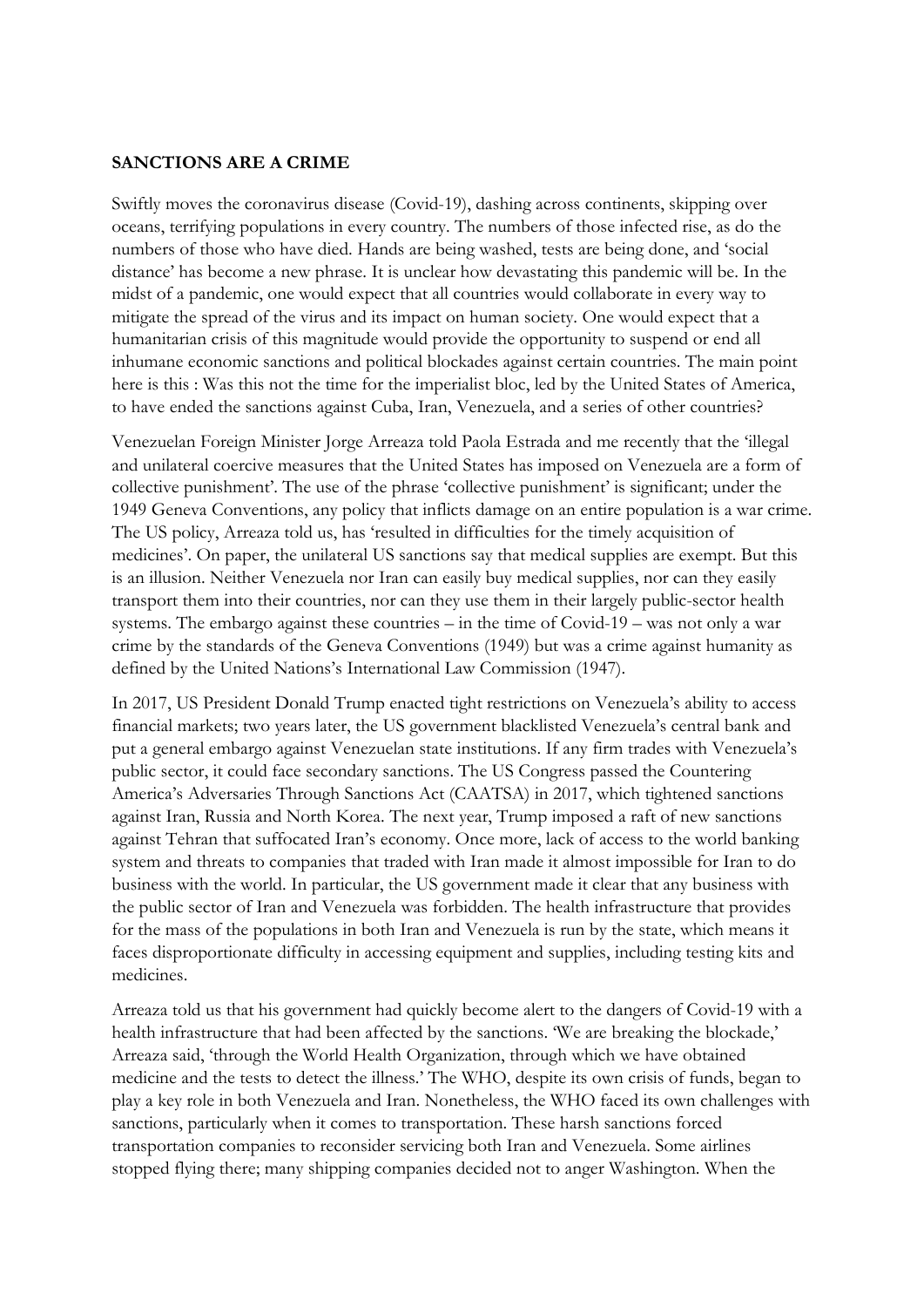**SANCTIONS ARE A CRIME**

Swiftly moves the coronavirus disease (Covid-19), dashing across continents, skipping over oceans, terrifying populations in every country. The numbers of those infected rise, as do the numbers of those who have died. Hands are being washed, tests are being done, and 'social distance' has become a new phrase. It is unclear how devastating this pandemic will be. In the midst of a pandemic, one would expect that all countries would collaborate in every way to mitigate the spread of the virus and its impact on human society. One would expect that a humanitarian crisis of this magnitude would provide the opportunity to suspend or end all inhumane economic sanctions and political blockades against certain countries. The main point here is this : Was this not the time for the imperialist bloc, led by the United States of America, to have ended the sanctions against Cuba, Iran, Venezuela, and a series of other countries?

Venezuelan Foreign Minister Jorge Arreaza told Paola Estrada and me recently that the 'illegal and unilateral coercive measures that the United States has imposed on Venezuela are a form of collective punishment'. The use of the phrase 'collective punishment' is significant; under the 1949 Geneva Conventions, any policy that inflicts damage on an entire population is a war crime. The US policy, Arreaza told us, has 'resulted in difficulties for the timely acquisition of medicines'. On paper, the unilateral US sanctions say that medical supplies are exempt. But this is an illusion. Neither Venezuela nor Iran can easily buy medical supplies, nor can they easily transport them into their countries, nor can they use them in their largely public-sector health systems. The embargo against these countries – in the time of Covid-19 – was not only a war crime by the standards of the Geneva Conventions (1949) but was a crime against humanity as defined by the United Nations's International Law Commission (1947).

In 2017, US President Donald Trump enacted tight restrictions on Venezuela's ability to access financial markets; two years later, the US government blacklisted Venezuela's central bank and put a general embargo against Venezuelan state institutions. If any firm trades with Venezuela's public sector, it could face secondary sanctions. The US Congress passed the Countering America's Adversaries Through Sanctions Act (CAATSA) in 2017, which tightened sanctions against Iran, Russia and North Korea. The next year, Trump imposed a raft of new sanctions against Tehran that suffocated Iran's economy. Once more, lack of access to the world banking system and threats to companies that traded with Iran made it almost impossible for Iran to do business with the world. In particular, the US government made it clear that any business with the public sector of Iran and Venezuela was forbidden. The health infrastructure that provides for the mass of the populations in both Iran and Venezuela is run by the state, which means it faces disproportionate difficulty in accessing equipment and supplies, including testing kits and medicines.

Arreaza told us that his government had quickly become alert to the dangers of Covid-19 with a health infrastructure that had been affected by the sanctions. 'We are breaking the blockade,' Arreaza said, 'through the World Health Organization, through which we have obtained medicine and the tests to detect the illness.' The WHO, despite its own crisis of funds, began to play a key role in both Venezuela and Iran. Nonetheless, the WHO faced its own challenges with sanctions, particularly when it comes to transportation. These harsh sanctions forced transportation companies to reconsider servicing both Iran and Venezuela. Some airlines stopped flying there; many shipping companies decided not to anger Washington. When the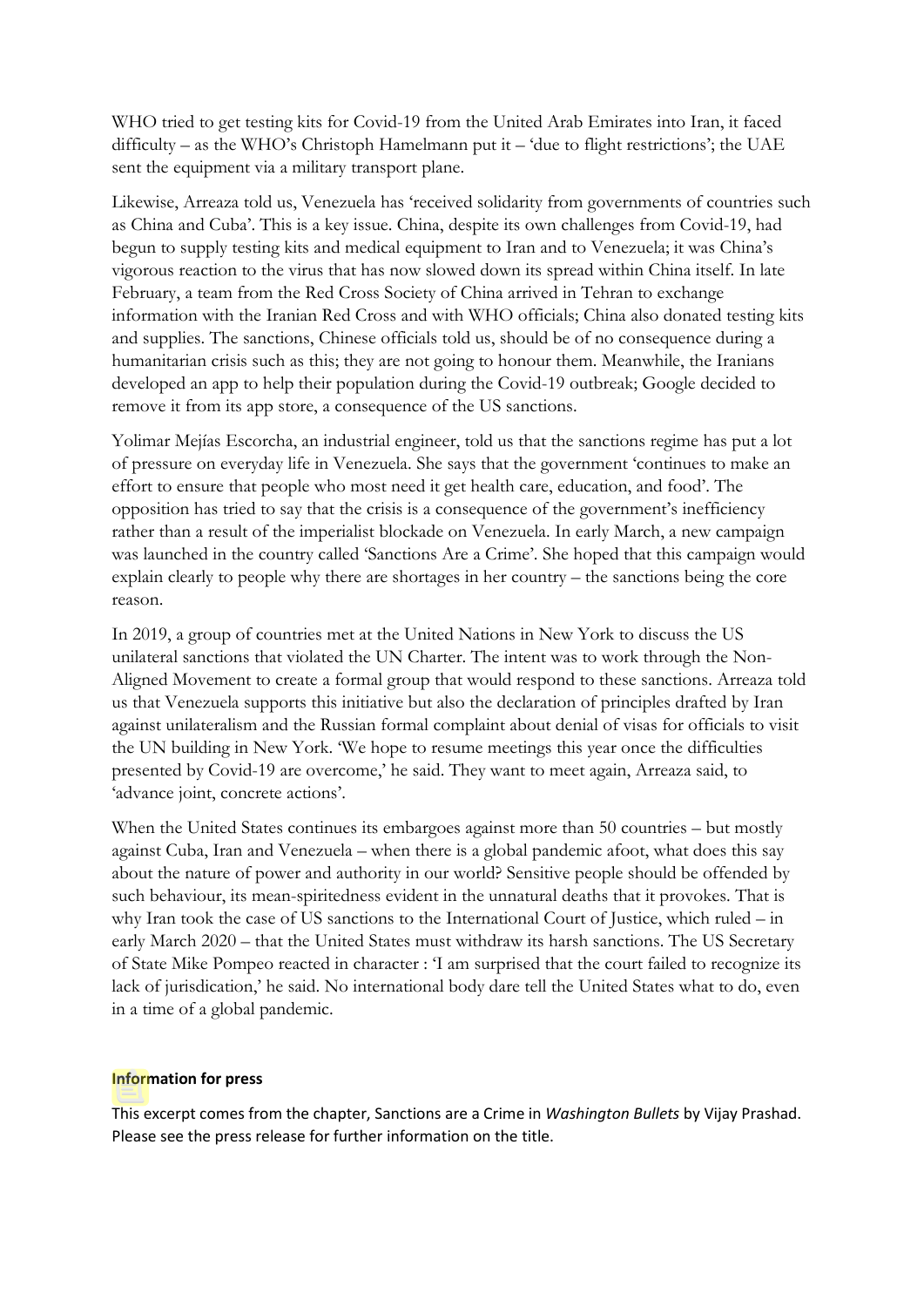WHO tried to get testing kits for Covid-19 from the United Arab Emirates into Iran, it faced difficulty – as the WHO's Christoph Hamelmann put it – 'due to flight restrictions'; the UAE sent the equipment via a military transport plane.

Likewise, Arreaza told us, Venezuela has 'received solidarity from governments of countries such as China and Cuba'. This is a key issue. China, despite its own challenges from Covid-19, had begun to supply testing kits and medical equipment to Iran and to Venezuela; it was China's vigorous reaction to the virus that has now slowed down its spread within China itself. In late February, a team from the Red Cross Society of China arrived in Tehran to exchange information with the Iranian Red Cross and with WHO officials; China also donated testing kits and supplies. The sanctions, Chinese officials told us, should be of no consequence during a humanitarian crisis such as this; they are not going to honour them. Meanwhile, the Iranians developed an app to help their population during the Covid-19 outbreak; Google decided to remove it from its app store, a consequence of the US sanctions.

Yolimar Mejías Escorcha, an industrial engineer, told us that the sanctions regime has put a lot of pressure on everyday life in Venezuela. She says that the government 'continues to make an effort to ensure that people who most need it get health care, education, and food'. The opposition has tried to say that the crisis is a consequence of the government's inefficiency rather than a result of the imperialist blockade on Venezuela. In early March, a new campaign was launched in the country called 'Sanctions Are a Crime'. She hoped that this campaign would explain clearly to people why there are shortages in her country – the sanctions being the core reason.

In 2019, a group of countries met at the United Nations in New York to discuss the US unilateral sanctions that violated the UN Charter. The intent was to work through the Non-Aligned Movement to create a formal group that would respond to these sanctions. Arreaza told us that Venezuela supports this initiative but also the declaration of principles drafted by Iran against unilateralism and the Russian formal complaint about denial of visas for officials to visit the UN building in New York. 'We hope to resume meetings this year once the difficulties presented by Covid-19 are overcome,' he said. They want to meet again, Arreaza said, to 'advance joint, concrete actions'.

When the United States continues its embargoes against more than 50 countries – but mostly against Cuba, Iran and Venezuela – when there is a global pandemic afoot, what does this say about the nature of power and authority in our world? Sensitive people should be offended by such behaviour, its mean-spiritedness evident in the unnatural deaths that it provokes. That is why Iran took the case of US sanctions to the International Court of Justice, which ruled – in early March 2020 – that the United States must withdraw its harsh sanctions. The US Secretary of State Mike Pompeo reacted in character : 'I am surprised that the court failed to recognize its lack of jurisdiction,' he said. No international body dare tell the United States what to do, even in a time of a global pandemic.

**Information for press**

This excerpt comes from the chapter, Sanctions are a Crime in *Washington Bullets* by Vijay Prashad. Please see the press release for further information on the title.